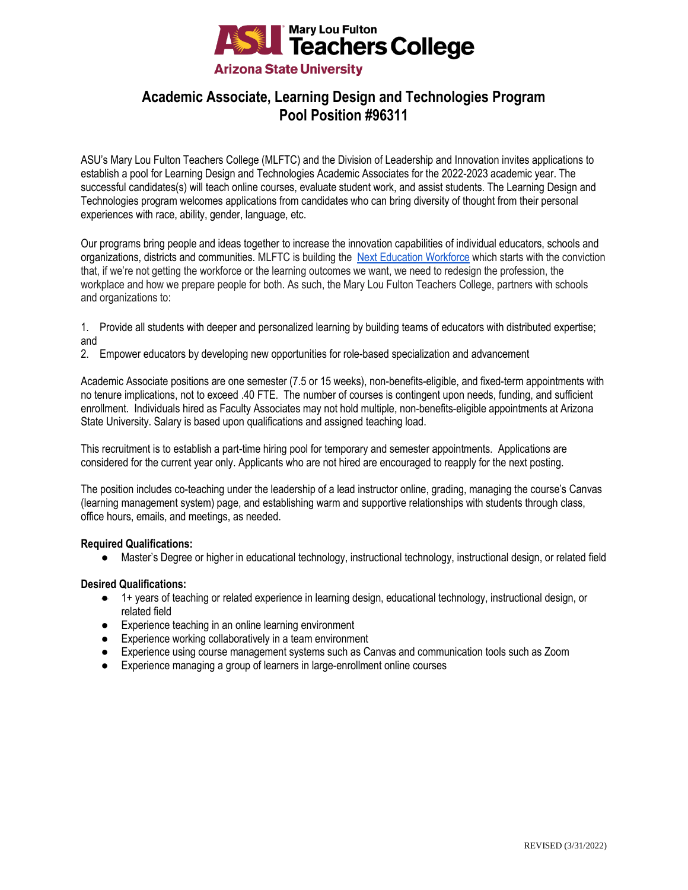Mary Lou Fulton Teachers College

Arizona State University

# Academic Associate, Learning Design and Technologies Program
# Pool Position #96311

ASU's Mary Lou Fulton Teachers College (MLFTC) and the Division of Leadership and Innovation invites applications to establish a pool for Learning Design and Technologies Academic Associates for the 2022-2023 academic year. The successful candidates(s) will teach online courses, evaluate student work, and assist students. The Learning Design and Technologies program welcomes applications from candidates who can bring diversity of thought from their personal experiences with race, ability, gender, language, etc.

Our programs bring people and ideas together to increase the innovation capabilities of individual educators, schools and organizations, districts and communities. MLFTC is building the [Next Education Workforce] which starts with the conviction that, if we're not getting the workforce or the learning outcomes we want, we need to redesign the profession, the workplace and how we prepare people for both. As such, the Mary Lou Fulton Teachers College, partners with schools and organizations to:

1. Provide all students with deeper and personalized learning by building teams of educators with distributed expertise; and
2. Empower educators by developing new opportunities for role-based specialization and advancement

Academic Associate positions are one semester (7.5 or 15 weeks), non-benefits-eligible, and fixed-term appointments with no tenure implications, not to exceed .40 FTE. The number of courses is contingent upon needs, funding, and sufficient enrollment. Individuals hired as Faculty Associates may not hold multiple, non-benefits-eligible appointments at Arizona State University. Salary is based upon qualifications and assigned teaching load.

This recruitment is to establish a part-time hiring pool for temporary and semester appointments. Applications are considered for the current year only. Applicants who are not hired are encouraged to reapply for the next posting.

The position includes co-teaching under the leadership of a lead instructor online, grading, managing the course's Canvas (learning management system) page, and establishing warm and supportive relationships with students through class, office hours, emails, and meetings, as needed.

**Required Qualifications:**

- Master's Degree or higher in educational technology, instructional technology, instructional design, or related field

**Desired Qualifications:**

- 1+ years of teaching or related experience in learning design, educational technology, instructional design, or related field
- Experience teaching in an online learning environment
- Experience working collaboratively in a team environment
- Experience using course management systems such as Canvas and communication tools such as Zoom
- Experience managing a group of learners in large-enrollment online courses

REVISED (3/31/2022)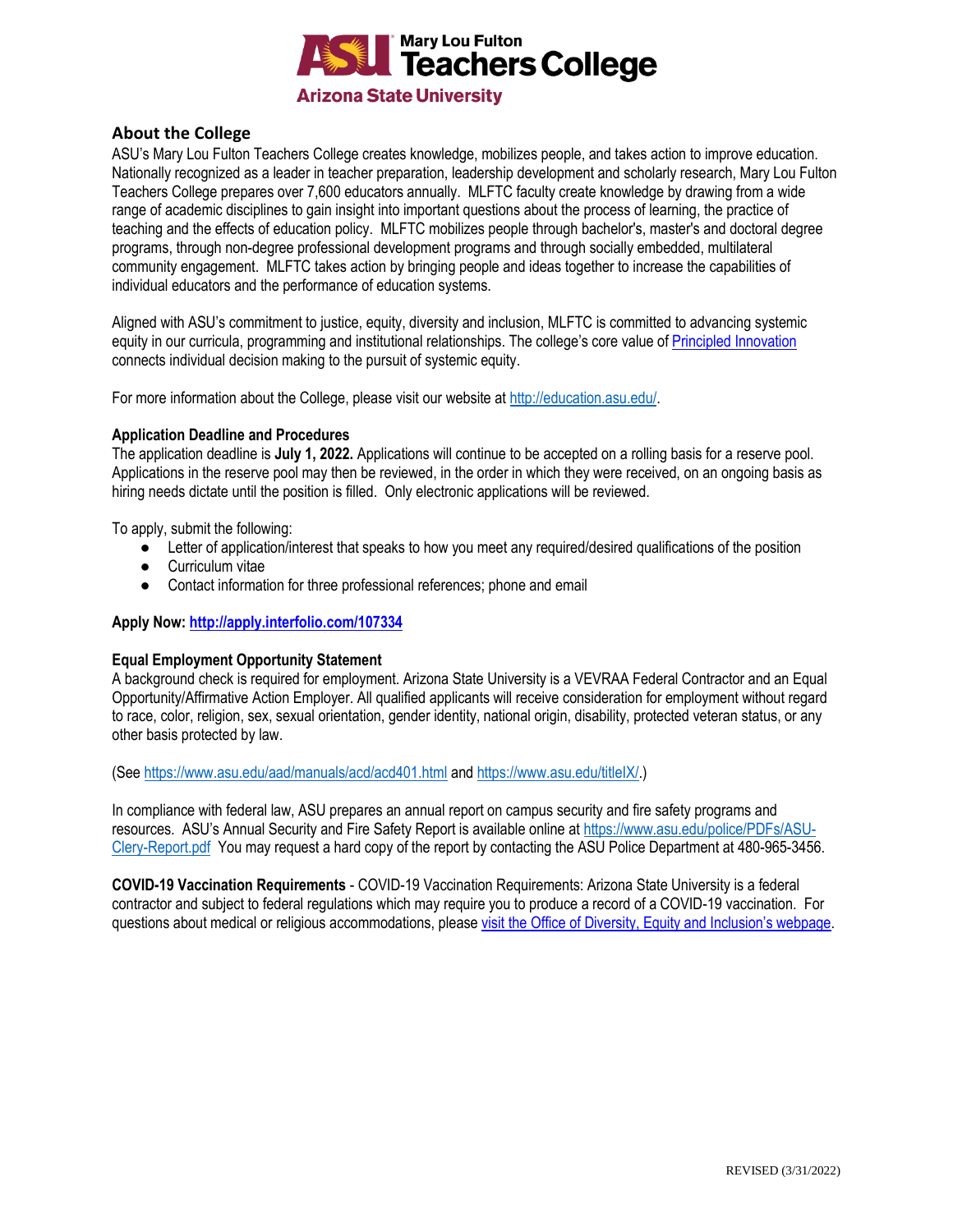Mary Lou Fulton Teachers College
Arizona State University

## About the College

ASU's Mary Lou Fulton Teachers College creates knowledge, mobilizes people, and takes action to improve education. Nationally recognized as a leader in teacher preparation, leadership development and scholarly research, Mary Lou Fulton Teachers College prepares over 7,600 educators annually. MLFTC faculty create knowledge by drawing from a wide range of academic disciplines to gain insight into important questions about the process of learning, the practice of teaching and the effects of education policy. MLFTC mobilizes people through bachelor's, master's and doctoral degree programs, through non-degree professional development programs and through socially embedded, multilateral community engagement. MLFTC takes action by bringing people and ideas together to increase the capabilities of individual educators and the performance of education systems.

Aligned with ASU's commitment to justice, equity, diversity and inclusion, MLFTC is committed to advancing systemic equity in our curricula, programming and institutional relationships. The college's core value of Principled Innovation connects individual decision making to the pursuit of systemic equity.

For more information about the College, please visit our website at http://education.asu.edu/.

**Application Deadline and Procedures**

The application deadline is **July 1, 2022.** Applications will continue to be accepted on a rolling basis for a reserve pool. Applications in the reserve pool may then be reviewed, in the order in which they were received, on an ongoing basis as hiring needs dictate until the position is filled. Only electronic applications will be reviewed.

To apply, submit the following:

- Letter of application/interest that speaks to how you meet any required/desired qualifications of the position
- Curriculum vitae
- Contact information for three professional references; phone and email

**Apply Now: http://apply.interfolio.com/107334**

**Equal Employment Opportunity Statement**

A background check is required for employment. Arizona State University is a VEVRAA Federal Contractor and an Equal Opportunity/Affirmative Action Employer. All qualified applicants will receive consideration for employment without regard to race, color, religion, sex, sexual orientation, gender identity, national origin, disability, protected veteran status, or any other basis protected by law.

(See https://www.asu.edu/aad/manuals/acd/acd401.html and https://www.asu.edu/titleIX/.)

In compliance with federal law, ASU prepares an annual report on campus security and fire safety programs and resources. ASU's Annual Security and Fire Safety Report is available online at https://www.asu.edu/police/PDFs/ASU-Clery-Report.pdf You may request a hard copy of the report by contacting the ASU Police Department at 480-965-3456.

**COVID-19 Vaccination Requirements** - COVID-19 Vaccination Requirements: Arizona State University is a federal contractor and subject to federal regulations which may require you to produce a record of a COVID-19 vaccination. For questions about medical or religious accommodations, please visit the Office of Diversity, Equity and Inclusion's webpage.

REVISED (3/31/2022)